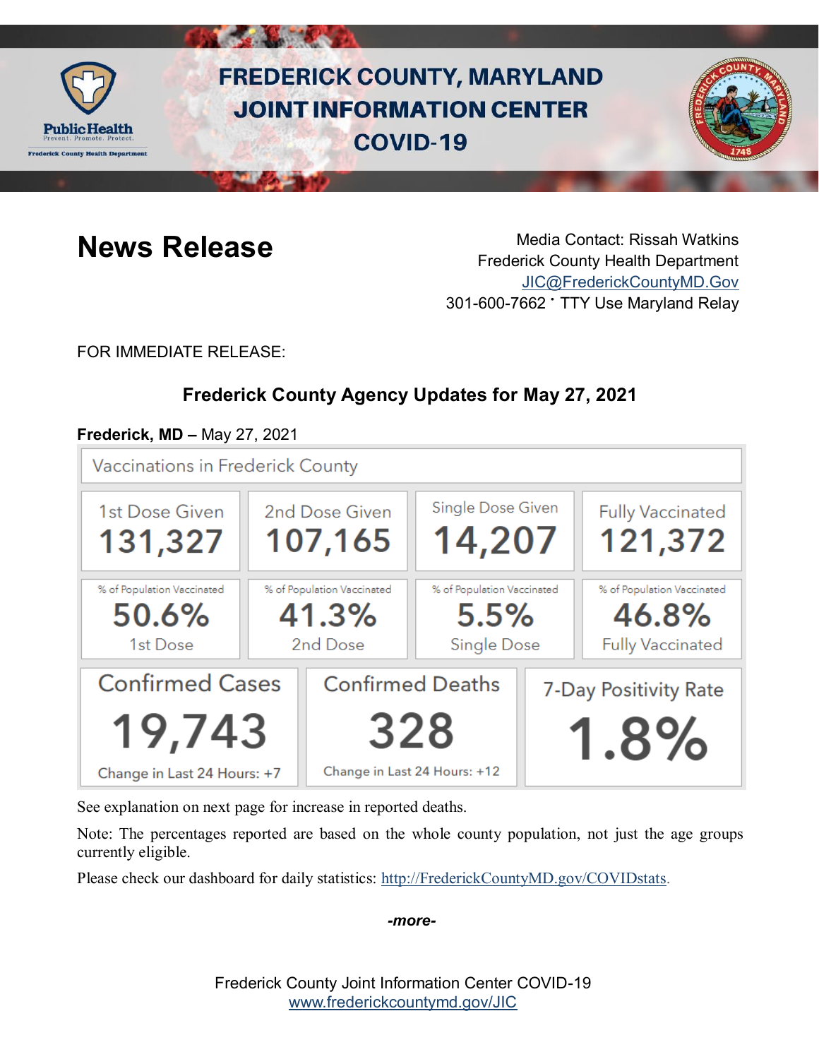# FREDERICK COUNTY, MARYLAND JOINT INFORMATION CENTER COVID-19

## News Release

Media Contact: Rissah Watkins
Frederick County Health Department
JIC@FrederickCountyMD.Gov
301-600-7662 · TTY Use Maryland Relay

FOR IMMEDIATE RELEASE:

### Frederick County Agency Updates for May 27, 2021

**Frederick, MD –** May 27, 2021

**Vaccinations in Frederick County**

| 1st Dose Given | 2nd Dose Given | Single Dose Given | Fully Vaccinated |
|---|---|---|---|
| 131,327 | 107,165 | 14,207 | 121,372 |
| % of Population Vaccinated: 50.6% 1st Dose | % of Population Vaccinated: 41.3% 2nd Dose | % of Population Vaccinated: 5.5% Single Dose | % of Population Vaccinated: 46.8% Fully Vaccinated |

| Confirmed Cases | Confirmed Deaths | 7-Day Positivity Rate |
|---|---|---|
| 19,743 | 328 | 1.8% |
| Change in Last 24 Hours: +7 | Change in Last 24 Hours: +12 | |

See explanation on next page for increase in reported deaths.

Note: The percentages reported are based on the whole county population, not just the age groups currently eligible.

Please check our dashboard for daily statistics: http://FrederickCountyMD.gov/COVIDstats.

*-more-*

Frederick County Joint Information Center COVID-19
www.frederickcountymd.gov/JIC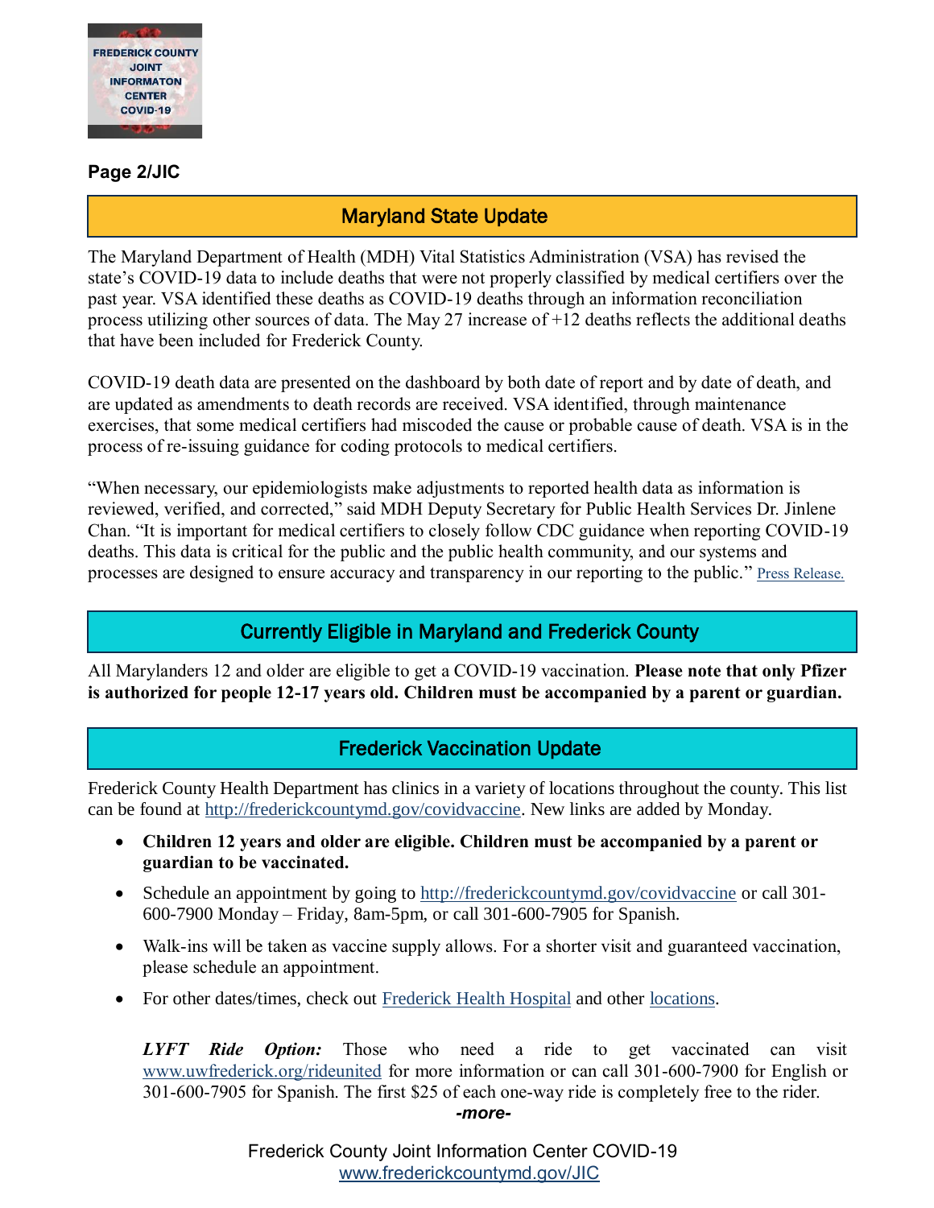**Page 2/JIC**

## Maryland State Update

The Maryland Department of Health (MDH) Vital Statistics Administration (VSA) has revised the state's COVID-19 data to include deaths that were not properly classified by medical certifiers over the past year. VSA identified these deaths as COVID-19 deaths through an information reconciliation process utilizing other sources of data. The May 27 increase of +12 deaths reflects the additional deaths that have been included for Frederick County.

COVID-19 death data are presented on the dashboard by both date of report and by date of death, and are updated as amendments to death records are received. VSA identified, through maintenance exercises, that some medical certifiers had miscoded the cause or probable cause of death. VSA is in the process of re-issuing guidance for coding protocols to medical certifiers.

"When necessary, our epidemiologists make adjustments to reported health data as information is reviewed, verified, and corrected," said MDH Deputy Secretary for Public Health Services Dr. Jinlene Chan. "It is important for medical certifiers to closely follow CDC guidance when reporting COVID-19 deaths. This data is critical for the public and the public health community, and our systems and processes are designed to ensure accuracy and transparency in our reporting to the public." Press Release.

## Currently Eligible in Maryland and Frederick County

All Marylanders 12 and older are eligible to get a COVID-19 vaccination. **Please note that only Pfizer is authorized for people 12-17 years old. Children must be accompanied by a parent or guardian.**

## Frederick Vaccination Update

Frederick County Health Department has clinics in a variety of locations throughout the county. This list can be found at http://frederickcountymd.gov/covidvaccine. New links are added by Monday.

- **Children 12 years and older are eligible. Children must be accompanied by a parent or guardian to be vaccinated.**
- Schedule an appointment by going to http://frederickcountymd.gov/covidvaccine or call 301-600-7900 Monday – Friday, 8am-5pm, or call 301-600-7905 for Spanish.
- Walk-ins will be taken as vaccine supply allows. For a shorter visit and guaranteed vaccination, please schedule an appointment.
- For other dates/times, check out Frederick Health Hospital and other locations.

***LYFT Ride Option:*** Those who need a ride to get vaccinated can visit www.uwfrederick.org/rideunited for more information or can call 301-600-7900 for English or 301-600-7905 for Spanish. The first $25 of each one-way ride is completely free to the rider.

***-more-***

Frederick County Joint Information Center COVID-19
www.frederickcountymd.gov/JIC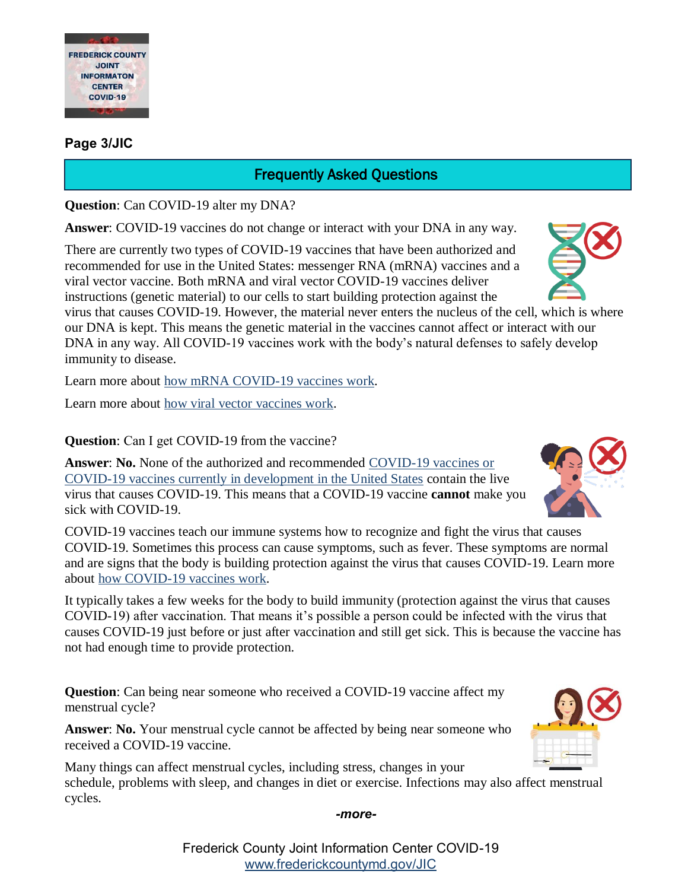**Page 3/JIC**

## Frequently Asked Questions

**Question**: Can COVID-19 alter my DNA?

**Answer**: COVID-19 vaccines do not change or interact with your DNA in any way.

There are currently two types of COVID-19 vaccines that have been authorized and recommended for use in the United States: messenger RNA (mRNA) vaccines and a viral vector vaccine. Both mRNA and viral vector COVID-19 vaccines deliver instructions (genetic material) to our cells to start building protection against the virus that causes COVID-19. However, the material never enters the nucleus of the cell, which is where our DNA is kept. This means the genetic material in the vaccines cannot affect or interact with our DNA in any way. All COVID-19 vaccines work with the body's natural defenses to safely develop immunity to disease.

Learn more about how mRNA COVID-19 vaccines work.

Learn more about how viral vector vaccines work.

**Question**: Can I get COVID-19 from the vaccine?

**Answer**: **No.** None of the authorized and recommended COVID-19 vaccines or COVID-19 vaccines currently in development in the United States contain the live virus that causes COVID-19. This means that a COVID-19 vaccine **cannot** make you sick with COVID-19.

COVID-19 vaccines teach our immune systems how to recognize and fight the virus that causes COVID-19. Sometimes this process can cause symptoms, such as fever. These symptoms are normal and are signs that the body is building protection against the virus that causes COVID-19. Learn more about how COVID-19 vaccines work.

It typically takes a few weeks for the body to build immunity (protection against the virus that causes COVID-19) after vaccination. That means it's possible a person could be infected with the virus that causes COVID-19 just before or just after vaccination and still get sick. This is because the vaccine has not had enough time to provide protection.

**Question**: Can being near someone who received a COVID-19 vaccine affect my menstrual cycle?

**Answer**: **No.** Your menstrual cycle cannot be affected by being near someone who received a COVID-19 vaccine.

Many things can affect menstrual cycles, including stress, changes in your schedule, problems with sleep, and changes in diet or exercise. Infections may also affect menstrual cycles.

*-more-*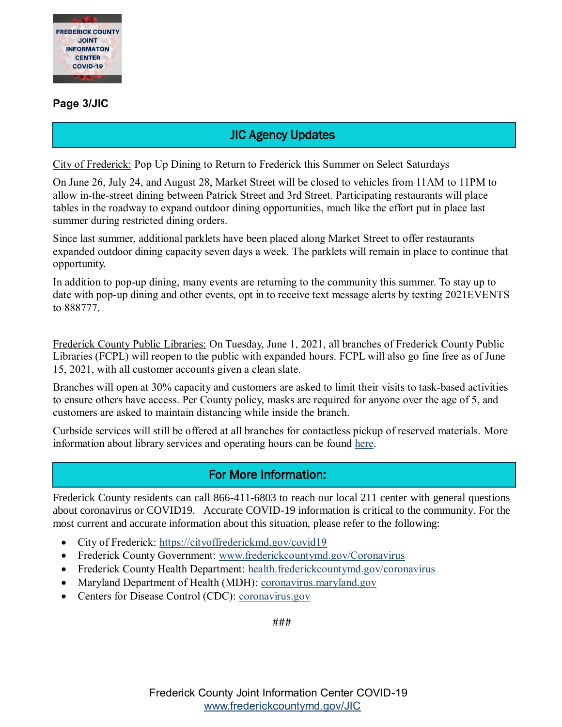## JIC Agency Updates

City of Frederick: Pop Up Dining to Return to Frederick this Summer on Select Saturdays

On June 26, July 24, and August 28, Market Street will be closed to vehicles from 11AM to 11PM to allow in-the-street dining between Patrick Street and 3rd Street. Participating restaurants will place tables in the roadway to expand outdoor dining opportunities, much like the effort put in place last summer during restricted dining orders.

Since last summer, additional parklets have been placed along Market Street to offer restaurants expanded outdoor dining capacity seven days a week. The parklets will remain in place to continue that opportunity.

In addition to pop-up dining, many events are returning to the community this summer. To stay up to date with pop-up dining and other events, opt in to receive text message alerts by texting 2021EVENTS to 888777.

Frederick County Public Libraries: On Tuesday, June 1, 2021, all branches of Frederick County Public Libraries (FCPL) will reopen to the public with expanded hours. FCPL will also go fine free as of June 15, 2021, with all customer accounts given a clean slate.

Branches will open at 30% capacity and customers are asked to limit their visits to task-based activities to ensure others have access. Per County policy, masks are required for anyone over the age of 5, and customers are asked to maintain distancing while inside the branch.

Curbside services will still be offered at all branches for contactless pickup of reserved materials. More information about library services and operating hours can be found here.

## For More Information:

Frederick County residents can call 866-411-6803 to reach our local 211 center with general questions about coronavirus or COVID19. Accurate COVID-19 information is critical to the community. For the most current and accurate information about this situation, please refer to the following:

- City of Frederick: https://cityoffrederickmd.gov/covid19
- Frederick County Government: www.frederickcountymd.gov/Coronavirus
- Frederick County Health Department: health.frederickcountymd.gov/coronavirus
- Maryland Department of Health (MDH): coronavirus.maryland.gov
- Centers for Disease Control (CDC): coronavirus.gov

###